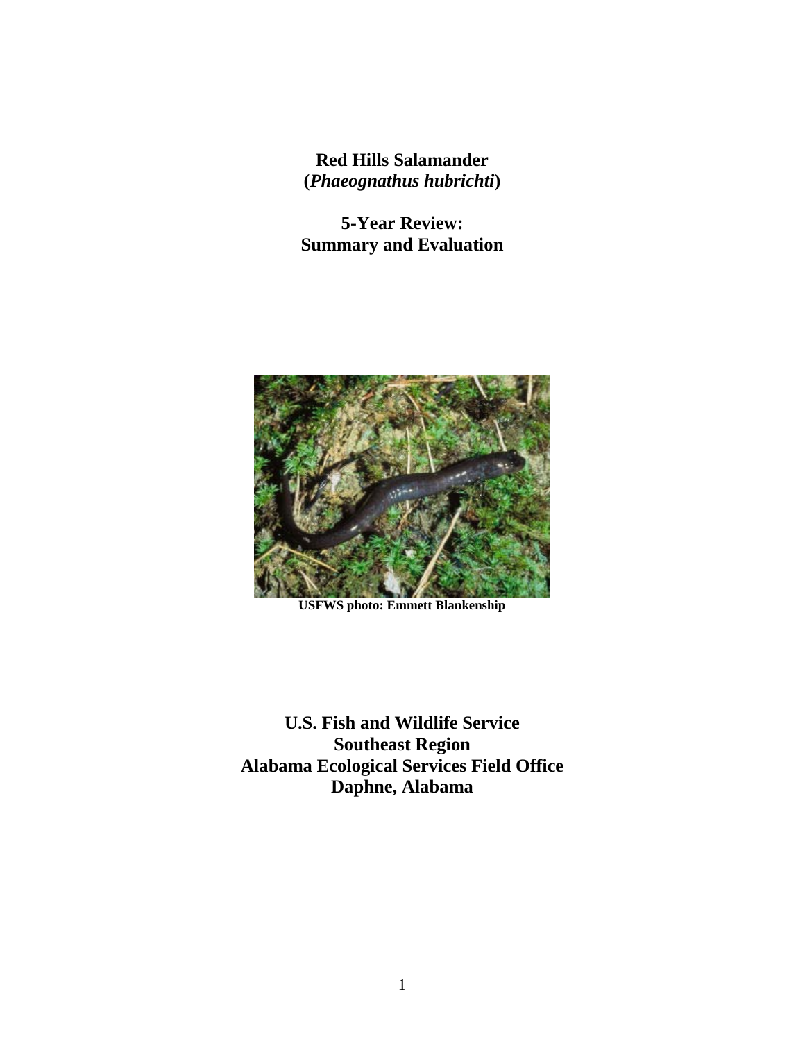**Red Hills Salamander**
**(*Phaeognathus hubrichti*)**

**5-Year Review:**
**Summary and Evaluation**

**USFWS photo: Emmett Blankenship**

**U.S. Fish and Wildlife Service**
**Southeast Region**
**Alabama Ecological Services Field Office**
**Daphne, Alabama**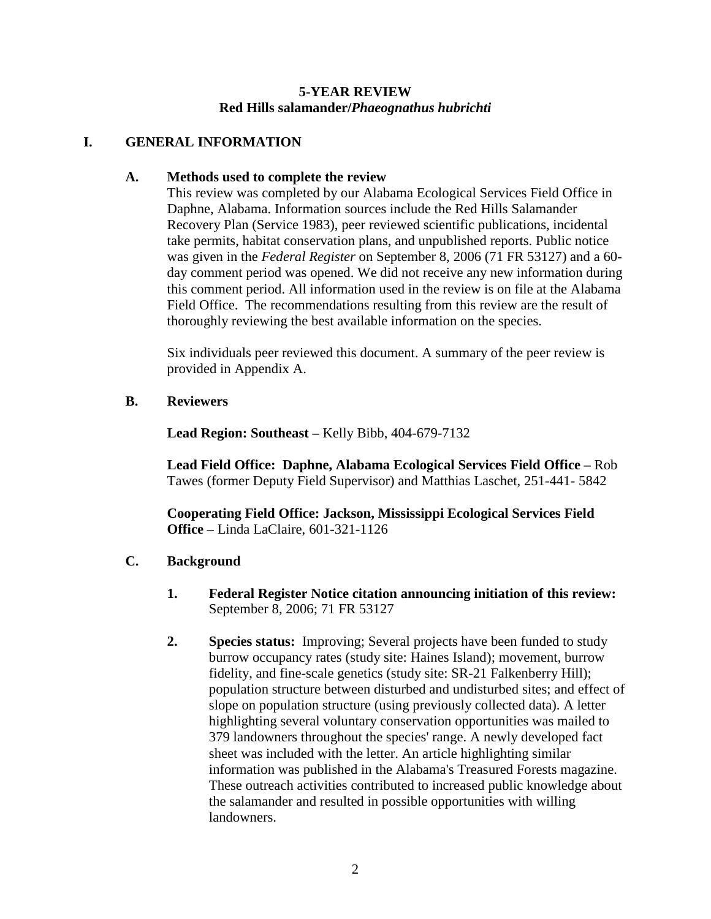# 5-YEAR REVIEW
## Red Hills salamander/*Phaeognathus hubrichti*

## I. GENERAL INFORMATION

### A. Methods used to complete the review

This review was completed by our Alabama Ecological Services Field Office in Daphne, Alabama. Information sources include the Red Hills Salamander Recovery Plan (Service 1983), peer reviewed scientific publications, incidental take permits, habitat conservation plans, and unpublished reports. Public notice was given in the *Federal Register* on September 8, 2006 (71 FR 53127) and a 60-day comment period was opened. We did not receive any new information during this comment period. All information used in the review is on file at the Alabama Field Office. The recommendations resulting from this review are the result of thoroughly reviewing the best available information on the species.

Six individuals peer reviewed this document. A summary of the peer review is provided in Appendix A.

### B. Reviewers

**Lead Region: Southeast –** Kelly Bibb, 404-679-7132

**Lead Field Office: Daphne, Alabama Ecological Services Field Office –** Rob Tawes (former Deputy Field Supervisor) and Matthias Laschet, 251-441- 5842

**Cooperating Field Office: Jackson, Mississippi Ecological Services Field Office** – Linda LaClaire, 601-321-1126

### C. Background

1. **Federal Register Notice citation announcing initiation of this review:** September 8, 2006; 71 FR 53127

2. **Species status:** Improving; Several projects have been funded to study burrow occupancy rates (study site: Haines Island); movement, burrow fidelity, and fine-scale genetics (study site: SR-21 Falkenberry Hill); population structure between disturbed and undisturbed sites; and effect of slope on population structure (using previously collected data). A letter highlighting several voluntary conservation opportunities was mailed to 379 landowners throughout the species' range. A newly developed fact sheet was included with the letter. An article highlighting similar information was published in the Alabama's Treasured Forests magazine. These outreach activities contributed to increased public knowledge about the salamander and resulted in possible opportunities with willing landowners.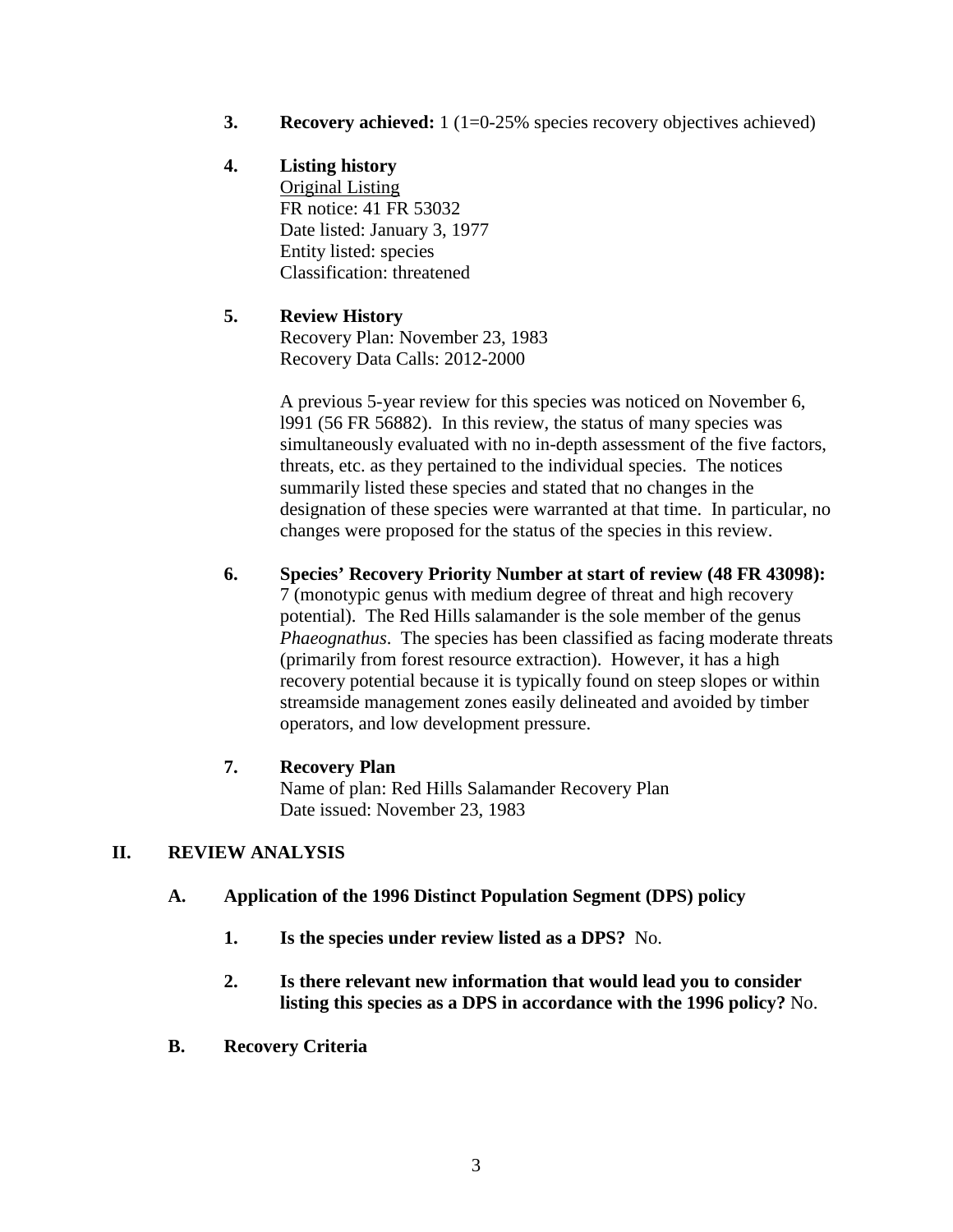**3. Recovery achieved:** 1 (1=0-25% species recovery objectives achieved)

**4. Listing history**

Original Listing
FR notice: 41 FR 53032
Date listed: January 3, 1977
Entity listed: species
Classification: threatened

**5. Review History**

Recovery Plan: November 23, 1983
Recovery Data Calls: 2012-2000

A previous 5-year review for this species was noticed on November 6, l991 (56 FR 56882). In this review, the status of many species was simultaneously evaluated with no in-depth assessment of the five factors, threats, etc. as they pertained to the individual species. The notices summarily listed these species and stated that no changes in the designation of these species were warranted at that time. In particular, no changes were proposed for the status of the species in this review.

**6. Species' Recovery Priority Number at start of review (48 FR 43098):**
7 (monotypic genus with medium degree of threat and high recovery potential). The Red Hills salamander is the sole member of the genus *Phaeognathus*. The species has been classified as facing moderate threats (primarily from forest resource extraction). However, it has a high recovery potential because it is typically found on steep slopes or within streamside management zones easily delineated and avoided by timber operators, and low development pressure.

**7. Recovery Plan**

Name of plan: Red Hills Salamander Recovery Plan
Date issued: November 23, 1983

## II. REVIEW ANALYSIS

### A. Application of the 1996 Distinct Population Segment (DPS) policy

**1. Is the species under review listed as a DPS?** No.

**2. Is there relevant new information that would lead you to consider listing this species as a DPS in accordance with the 1996 policy?** No.

### B. Recovery Criteria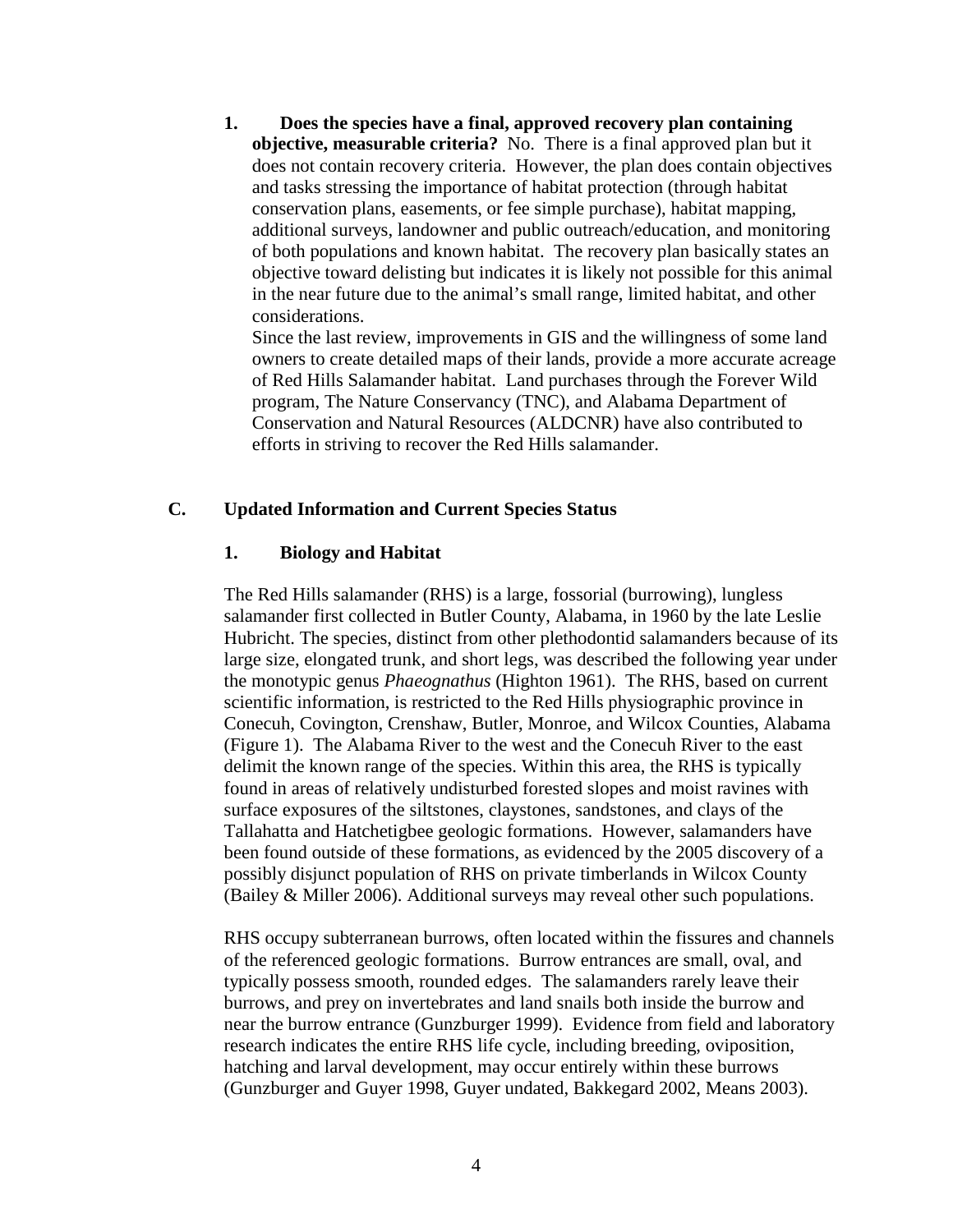1. **Does the species have a final, approved recovery plan containing objective, measurable criteria?** No. There is a final approved plan but it does not contain recovery criteria. However, the plan does contain objectives and tasks stressing the importance of habitat protection (through habitat conservation plans, easements, or fee simple purchase), habitat mapping, additional surveys, landowner and public outreach/education, and monitoring of both populations and known habitat. The recovery plan basically states an objective toward delisting but indicates it is likely not possible for this animal in the near future due to the animal's small range, limited habitat, and other considerations.

   Since the last review, improvements in GIS and the willingness of some land owners to create detailed maps of their lands, provide a more accurate acreage of Red Hills Salamander habitat. Land purchases through the Forever Wild program, The Nature Conservancy (TNC), and Alabama Department of Conservation and Natural Resources (ALDCNR) have also contributed to efforts in striving to recover the Red Hills salamander.

## C. Updated Information and Current Species Status

### 1. Biology and Habitat

The Red Hills salamander (RHS) is a large, fossorial (burrowing), lungless salamander first collected in Butler County, Alabama, in 1960 by the late Leslie Hubricht. The species, distinct from other plethodontid salamanders because of its large size, elongated trunk, and short legs, was described the following year under the monotypic genus *Phaeognathus* (Highton 1961). The RHS, based on current scientific information, is restricted to the Red Hills physiographic province in Conecuh, Covington, Crenshaw, Butler, Monroe, and Wilcox Counties, Alabama (Figure 1). The Alabama River to the west and the Conecuh River to the east delimit the known range of the species. Within this area, the RHS is typically found in areas of relatively undisturbed forested slopes and moist ravines with surface exposures of the siltstones, claystones, sandstones, and clays of the Tallahatta and Hatchetigbee geologic formations. However, salamanders have been found outside of these formations, as evidenced by the 2005 discovery of a possibly disjunct population of RHS on private timberlands in Wilcox County (Bailey & Miller 2006). Additional surveys may reveal other such populations.

RHS occupy subterranean burrows, often located within the fissures and channels of the referenced geologic formations. Burrow entrances are small, oval, and typically possess smooth, rounded edges. The salamanders rarely leave their burrows, and prey on invertebrates and land snails both inside the burrow and near the burrow entrance (Gunzburger 1999). Evidence from field and laboratory research indicates the entire RHS life cycle, including breeding, oviposition, hatching and larval development, may occur entirely within these burrows (Gunzburger and Guyer 1998, Guyer undated, Bakkegard 2002, Means 2003).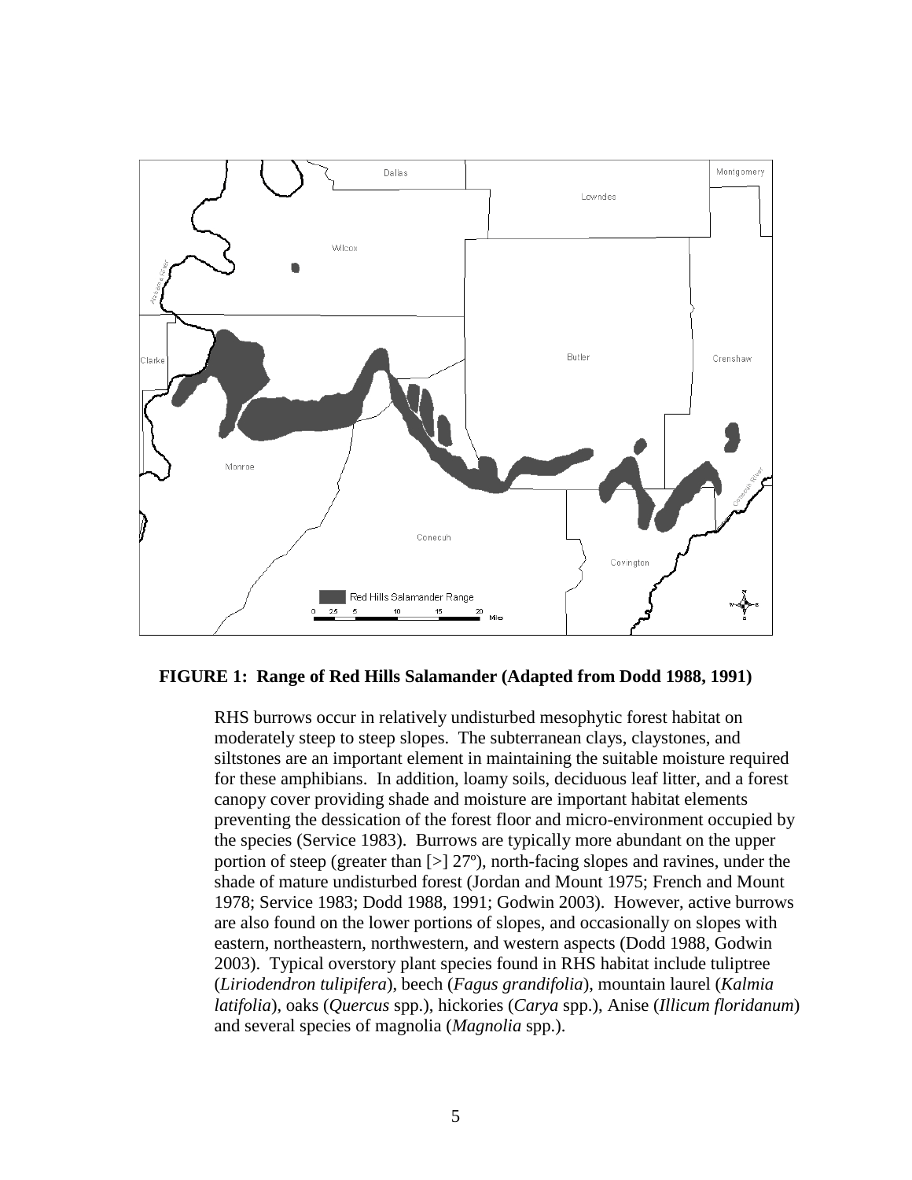**FIGURE 1: Range of Red Hills Salamander (Adapted from Dodd 1988, 1991)**

RHS burrows occur in relatively undisturbed mesophytic forest habitat on moderately steep to steep slopes. The subterranean clays, claystones, and siltstones are an important element in maintaining the suitable moisture required for these amphibians. In addition, loamy soils, deciduous leaf litter, and a forest canopy cover providing shade and moisture are important habitat elements preventing the dessication of the forest floor and micro-environment occupied by the species (Service 1983). Burrows are typically more abundant on the upper portion of steep (greater than [>] 27º), north-facing slopes and ravines, under the shade of mature undisturbed forest (Jordan and Mount 1975; French and Mount 1978; Service 1983; Dodd 1988, 1991; Godwin 2003). However, active burrows are also found on the lower portions of slopes, and occasionally on slopes with eastern, northeastern, northwestern, and western aspects (Dodd 1988, Godwin 2003). Typical overstory plant species found in RHS habitat include tuliptree (*Liriodendron tulipifera*), beech (*Fagus grandifolia*), mountain laurel (*Kalmia latifolia*), oaks (*Quercus* spp.), hickories (*Carya* spp.), Anise (*Illicum floridanum*) and several species of magnolia (*Magnolia* spp.).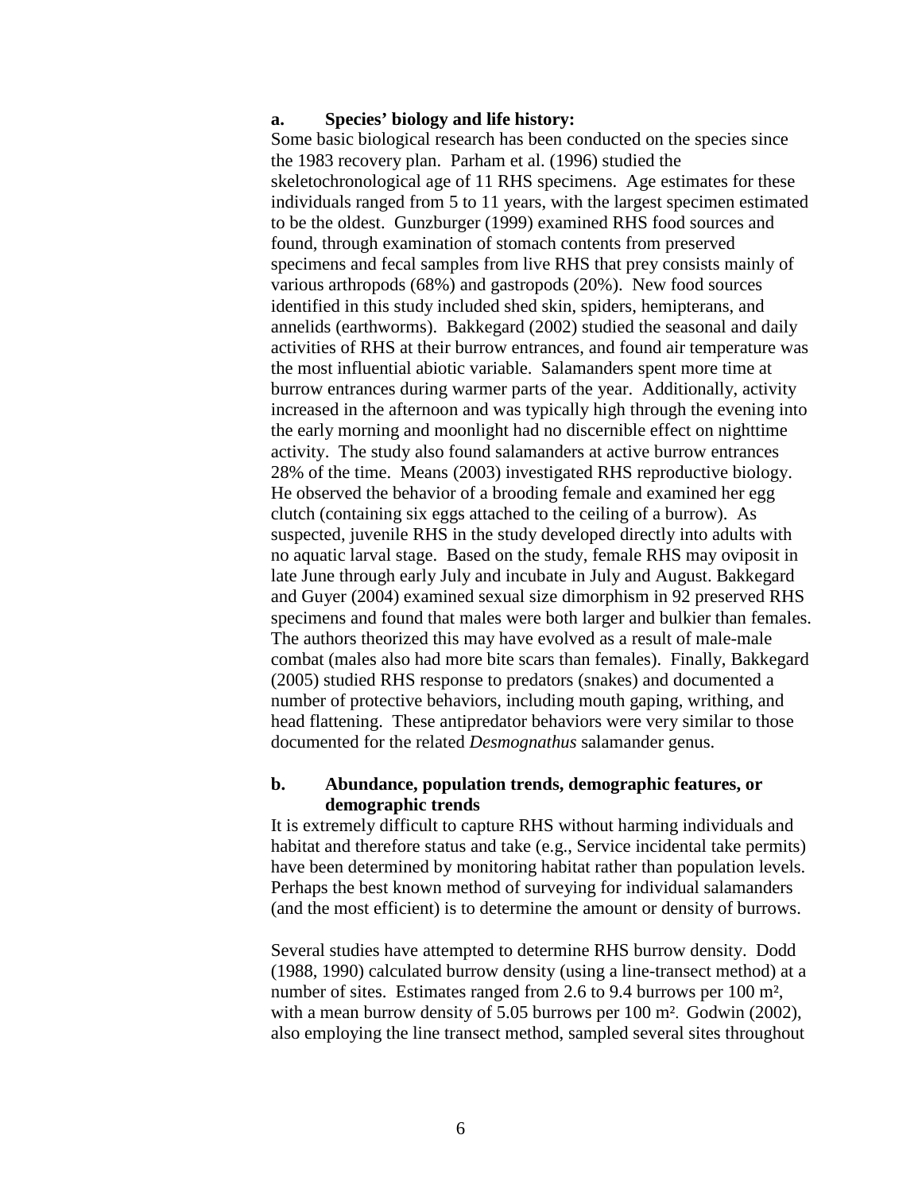**a. Species' biology and life history:**

Some basic biological research has been conducted on the species since the 1983 recovery plan. Parham et al. (1996) studied the skeletochronological age of 11 RHS specimens. Age estimates for these individuals ranged from 5 to 11 years, with the largest specimen estimated to be the oldest. Gunzburger (1999) examined RHS food sources and found, through examination of stomach contents from preserved specimens and fecal samples from live RHS that prey consists mainly of various arthropods (68%) and gastropods (20%). New food sources identified in this study included shed skin, spiders, hemipterans, and annelids (earthworms). Bakkegard (2002) studied the seasonal and daily activities of RHS at their burrow entrances, and found air temperature was the most influential abiotic variable. Salamanders spent more time at burrow entrances during warmer parts of the year. Additionally, activity increased in the afternoon and was typically high through the evening into the early morning and moonlight had no discernible effect on nighttime activity. The study also found salamanders at active burrow entrances 28% of the time. Means (2003) investigated RHS reproductive biology. He observed the behavior of a brooding female and examined her egg clutch (containing six eggs attached to the ceiling of a burrow). As suspected, juvenile RHS in the study developed directly into adults with no aquatic larval stage. Based on the study, female RHS may oviposit in late June through early July and incubate in July and August. Bakkegard and Guyer (2004) examined sexual size dimorphism in 92 preserved RHS specimens and found that males were both larger and bulkier than females. The authors theorized this may have evolved as a result of male-male combat (males also had more bite scars than females). Finally, Bakkegard (2005) studied RHS response to predators (snakes) and documented a number of protective behaviors, including mouth gaping, writhing, and head flattening. These antipredator behaviors were very similar to those documented for the related *Desmognathus* salamander genus.

**b. Abundance, population trends, demographic features, or demographic trends**

It is extremely difficult to capture RHS without harming individuals and habitat and therefore status and take (e.g., Service incidental take permits) have been determined by monitoring habitat rather than population levels. Perhaps the best known method of surveying for individual salamanders (and the most efficient) is to determine the amount or density of burrows.

Several studies have attempted to determine RHS burrow density. Dodd (1988, 1990) calculated burrow density (using a line-transect method) at a number of sites. Estimates ranged from 2.6 to 9.4 burrows per 100 m², with a mean burrow density of 5.05 burrows per 100 m². Godwin (2002), also employing the line transect method, sampled several sites throughout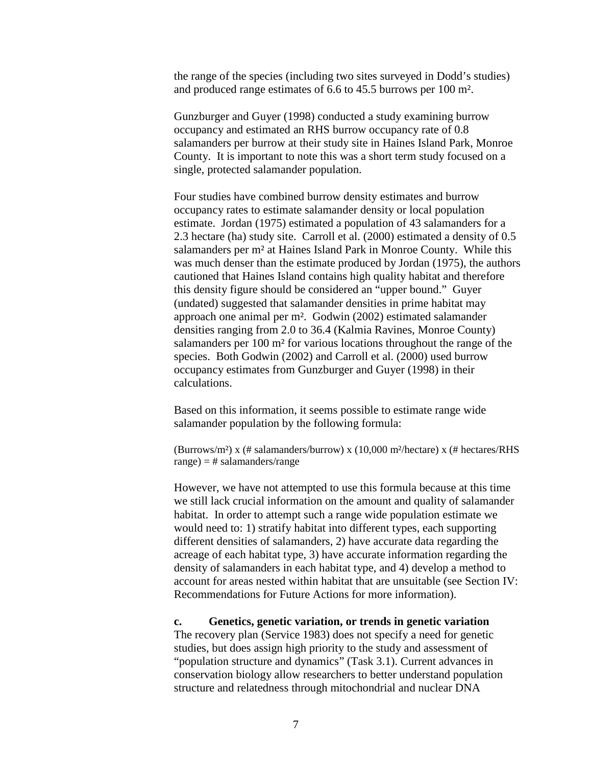the range of the species (including two sites surveyed in Dodd's studies) and produced range estimates of 6.6 to 45.5 burrows per 100 m².

Gunzburger and Guyer (1998) conducted a study examining burrow occupancy and estimated an RHS burrow occupancy rate of 0.8 salamanders per burrow at their study site in Haines Island Park, Monroe County. It is important to note this was a short term study focused on a single, protected salamander population.

Four studies have combined burrow density estimates and burrow occupancy rates to estimate salamander density or local population estimate. Jordan (1975) estimated a population of 43 salamanders for a 2.3 hectare (ha) study site. Carroll et al. (2000) estimated a density of 0.5 salamanders per m² at Haines Island Park in Monroe County. While this was much denser than the estimate produced by Jordan (1975), the authors cautioned that Haines Island contains high quality habitat and therefore this density figure should be considered an "upper bound." Guyer (undated) suggested that salamander densities in prime habitat may approach one animal per m². Godwin (2002) estimated salamander densities ranging from 2.0 to 36.4 (Kalmia Ravines, Monroe County) salamanders per 100 m² for various locations throughout the range of the species. Both Godwin (2002) and Carroll et al. (2000) used burrow occupancy estimates from Gunzburger and Guyer (1998) in their calculations.

Based on this information, it seems possible to estimate range wide salamander population by the following formula:

(Burrows/m²) x (# salamanders/burrow) x (10,000 m²/hectare) x (# hectares/RHS range) = # salamanders/range

However, we have not attempted to use this formula because at this time we still lack crucial information on the amount and quality of salamander habitat. In order to attempt such a range wide population estimate we would need to: 1) stratify habitat into different types, each supporting different densities of salamanders, 2) have accurate data regarding the acreage of each habitat type, 3) have accurate information regarding the density of salamanders in each habitat type, and 4) develop a method to account for areas nested within habitat that are unsuitable (see Section IV: Recommendations for Future Actions for more information).

**c. Genetics, genetic variation, or trends in genetic variation**

The recovery plan (Service 1983) does not specify a need for genetic studies, but does assign high priority to the study and assessment of "population structure and dynamics" (Task 3.1). Current advances in conservation biology allow researchers to better understand population structure and relatedness through mitochondrial and nuclear DNA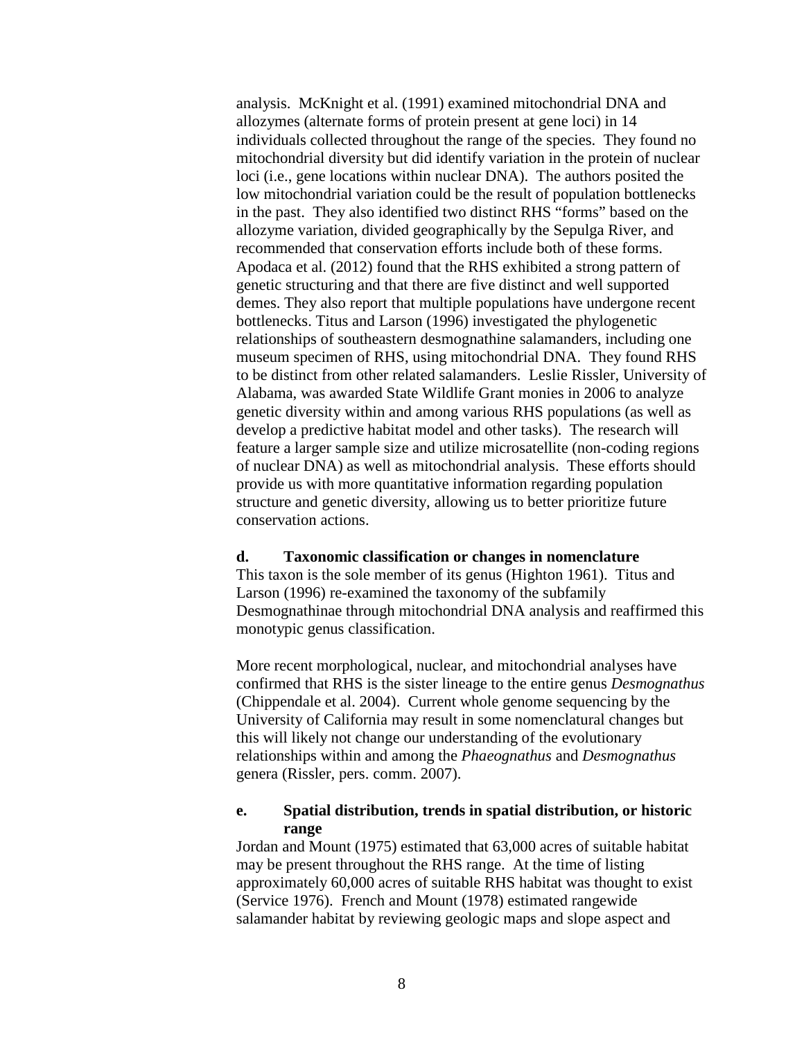analysis. McKnight et al. (1991) examined mitochondrial DNA and allozymes (alternate forms of protein present at gene loci) in 14 individuals collected throughout the range of the species. They found no mitochondrial diversity but did identify variation in the protein of nuclear loci (i.e., gene locations within nuclear DNA). The authors posited the low mitochondrial variation could be the result of population bottlenecks in the past. They also identified two distinct RHS "forms" based on the allozyme variation, divided geographically by the Sepulga River, and recommended that conservation efforts include both of these forms. Apodaca et al. (2012) found that the RHS exhibited a strong pattern of genetic structuring and that there are five distinct and well supported demes. They also report that multiple populations have undergone recent bottlenecks. Titus and Larson (1996) investigated the phylogenetic relationships of southeastern desmognathine salamanders, including one museum specimen of RHS, using mitochondrial DNA. They found RHS to be distinct from other related salamanders. Leslie Rissler, University of Alabama, was awarded State Wildlife Grant monies in 2006 to analyze genetic diversity within and among various RHS populations (as well as develop a predictive habitat model and other tasks). The research will feature a larger sample size and utilize microsatellite (non-coding regions of nuclear DNA) as well as mitochondrial analysis. These efforts should provide us with more quantitative information regarding population structure and genetic diversity, allowing us to better prioritize future conservation actions.

**d. Taxonomic classification or changes in nomenclature**

This taxon is the sole member of its genus (Highton 1961). Titus and Larson (1996) re-examined the taxonomy of the subfamily Desmognathinae through mitochondrial DNA analysis and reaffirmed this monotypic genus classification.

More recent morphological, nuclear, and mitochondrial analyses have confirmed that RHS is the sister lineage to the entire genus *Desmognathus* (Chippendale et al. 2004). Current whole genome sequencing by the University of California may result in some nomenclatural changes but this will likely not change our understanding of the evolutionary relationships within and among the *Phaeognathus* and *Desmognathus* genera (Rissler, pers. comm. 2007).

**e. Spatial distribution, trends in spatial distribution, or historic range**

Jordan and Mount (1975) estimated that 63,000 acres of suitable habitat may be present throughout the RHS range. At the time of listing approximately 60,000 acres of suitable RHS habitat was thought to exist (Service 1976). French and Mount (1978) estimated rangewide salamander habitat by reviewing geologic maps and slope aspect and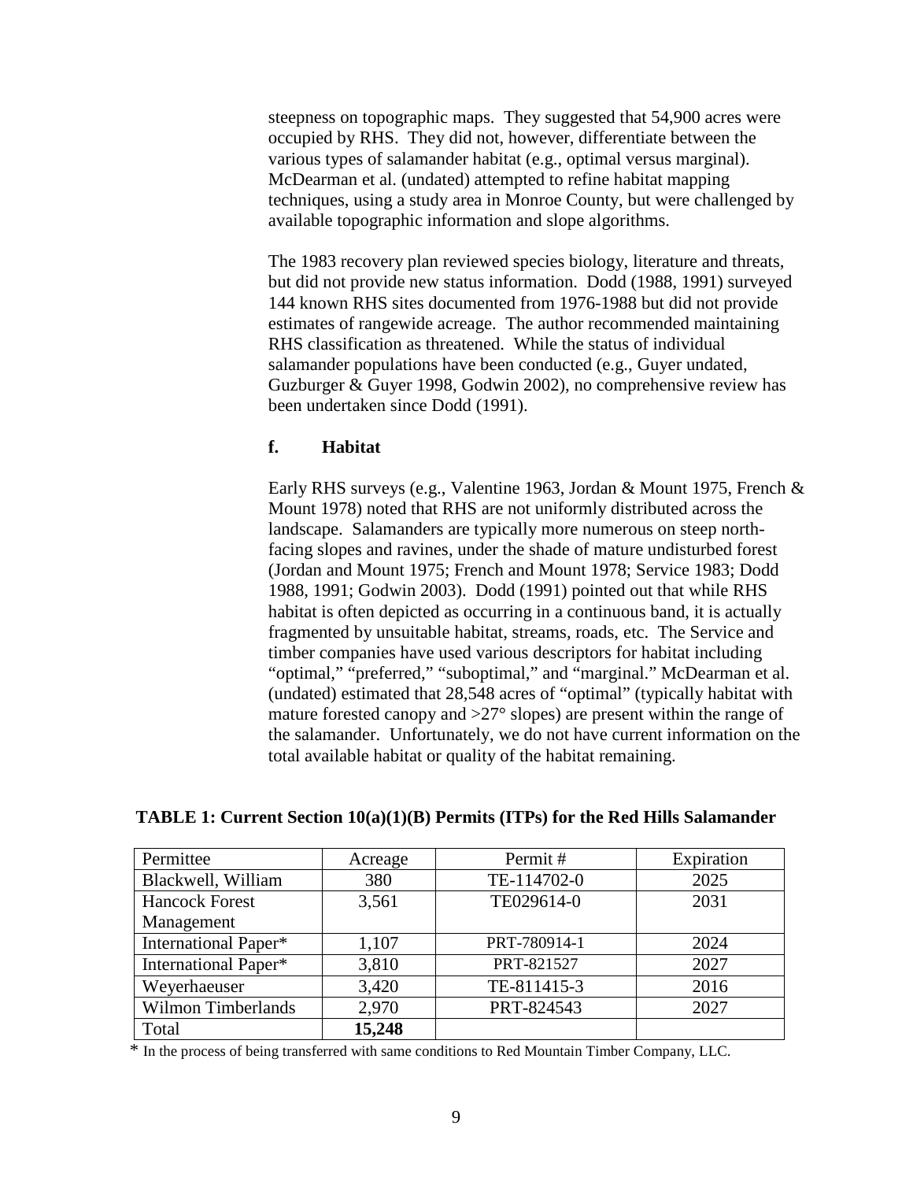steepness on topographic maps. They suggested that 54,900 acres were occupied by RHS. They did not, however, differentiate between the various types of salamander habitat (e.g., optimal versus marginal). McDearman et al. (undated) attempted to refine habitat mapping techniques, using a study area in Monroe County, but were challenged by available topographic information and slope algorithms.

The 1983 recovery plan reviewed species biology, literature and threats, but did not provide new status information. Dodd (1988, 1991) surveyed 144 known RHS sites documented from 1976-1988 but did not provide estimates of rangewide acreage. The author recommended maintaining RHS classification as threatened. While the status of individual salamander populations have been conducted (e.g., Guyer undated, Guzburger & Guyer 1998, Godwin 2002), no comprehensive review has been undertaken since Dodd (1991).

### f. Habitat

Early RHS surveys (e.g., Valentine 1963, Jordan & Mount 1975, French & Mount 1978) noted that RHS are not uniformly distributed across the landscape. Salamanders are typically more numerous on steep north-facing slopes and ravines, under the shade of mature undisturbed forest (Jordan and Mount 1975; French and Mount 1978; Service 1983; Dodd 1988, 1991; Godwin 2003). Dodd (1991) pointed out that while RHS habitat is often depicted as occurring in a continuous band, it is actually fragmented by unsuitable habitat, streams, roads, etc. The Service and timber companies have used various descriptors for habitat including "optimal," "preferred," "suboptimal," and "marginal." McDearman et al. (undated) estimated that 28,548 acres of "optimal" (typically habitat with mature forested canopy and >27° slopes) are present within the range of the salamander. Unfortunately, we do not have current information on the total available habitat or quality of the habitat remaining.

**TABLE 1: Current Section 10(a)(1)(B) Permits (ITPs) for the Red Hills Salamander**

| Permittee | Acreage | Permit # | Expiration |
|---|---|---|---|
| Blackwell, William | 380 | TE-114702-0 | 2025 |
| Hancock Forest Management | 3,561 | TE029614-0 | 2031 |
| International Paper* | 1,107 | PRT-780914-1 | 2024 |
| International Paper* | 3,810 | PRT-821527 | 2027 |
| Weyerhaeuser | 3,420 | TE-811415-3 | 2016 |
| Wilmon Timberlands | 2,970 | PRT-824543 | 2027 |
| Total | **15,248** | | |

\* In the process of being transferred with same conditions to Red Mountain Timber Company, LLC.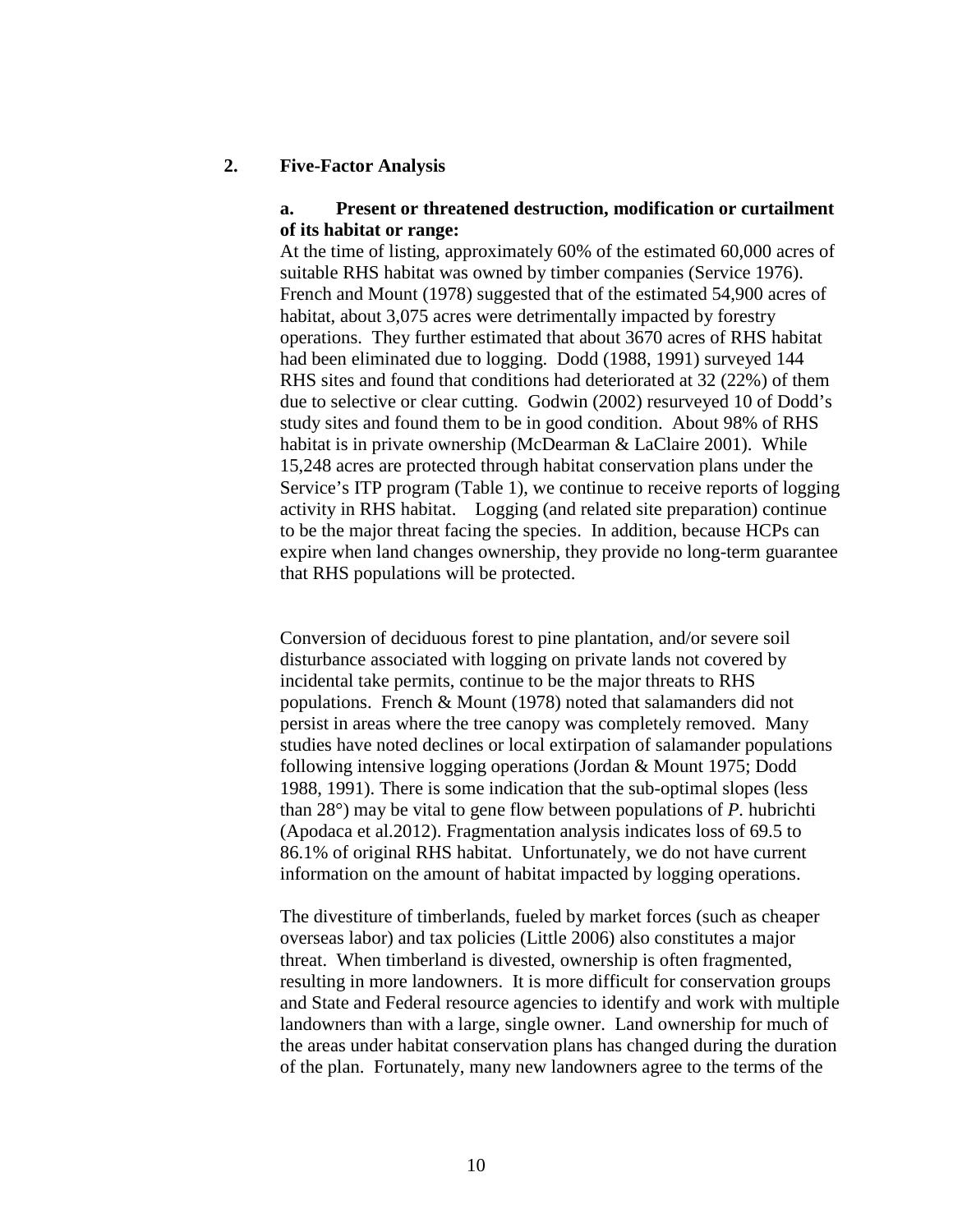## 2. Five-Factor Analysis

### a. Present or threatened destruction, modification or curtailment of its habitat or range:

At the time of listing, approximately 60% of the estimated 60,000 acres of suitable RHS habitat was owned by timber companies (Service 1976). French and Mount (1978) suggested that of the estimated 54,900 acres of habitat, about 3,075 acres were detrimentally impacted by forestry operations. They further estimated that about 3670 acres of RHS habitat had been eliminated due to logging. Dodd (1988, 1991) surveyed 144 RHS sites and found that conditions had deteriorated at 32 (22%) of them due to selective or clear cutting. Godwin (2002) resurveyed 10 of Dodd's study sites and found them to be in good condition. About 98% of RHS habitat is in private ownership (McDearman & LaClaire 2001). While 15,248 acres are protected through habitat conservation plans under the Service's ITP program (Table 1), we continue to receive reports of logging activity in RHS habitat. Logging (and related site preparation) continue to be the major threat facing the species. In addition, because HCPs can expire when land changes ownership, they provide no long-term guarantee that RHS populations will be protected.

Conversion of deciduous forest to pine plantation, and/or severe soil disturbance associated with logging on private lands not covered by incidental take permits, continue to be the major threats to RHS populations. French & Mount (1978) noted that salamanders did not persist in areas where the tree canopy was completely removed. Many studies have noted declines or local extirpation of salamander populations following intensive logging operations (Jordan & Mount 1975; Dodd 1988, 1991). There is some indication that the sub-optimal slopes (less than 28°) may be vital to gene flow between populations of *P*. hubrichti (Apodaca et al.2012). Fragmentation analysis indicates loss of 69.5 to 86.1% of original RHS habitat. Unfortunately, we do not have current information on the amount of habitat impacted by logging operations.

The divestiture of timberlands, fueled by market forces (such as cheaper overseas labor) and tax policies (Little 2006) also constitutes a major threat. When timberland is divested, ownership is often fragmented, resulting in more landowners. It is more difficult for conservation groups and State and Federal resource agencies to identify and work with multiple landowners than with a large, single owner. Land ownership for much of the areas under habitat conservation plans has changed during the duration of the plan. Fortunately, many new landowners agree to the terms of the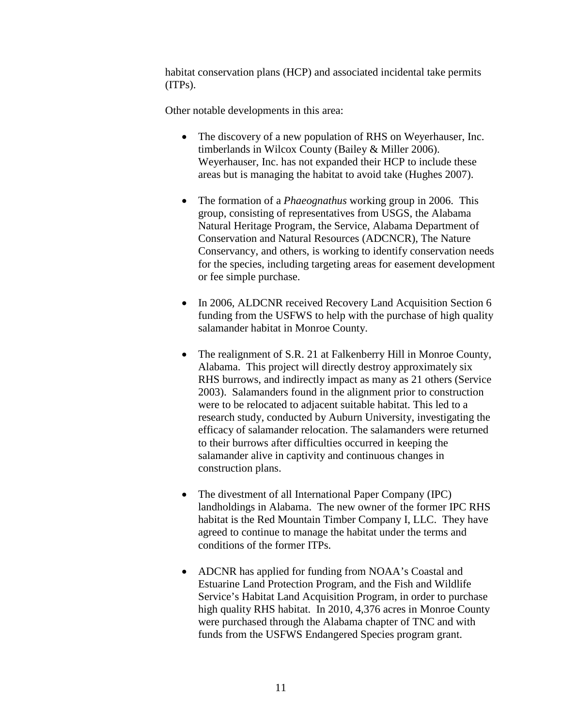habitat conservation plans (HCP) and associated incidental take permits (ITPs).

Other notable developments in this area:

- The discovery of a new population of RHS on Weyerhauser, Inc. timberlands in Wilcox County (Bailey & Miller 2006). Weyerhauser, Inc. has not expanded their HCP to include these areas but is managing the habitat to avoid take (Hughes 2007).

- The formation of a *Phaeognathus* working group in 2006. This group, consisting of representatives from USGS, the Alabama Natural Heritage Program, the Service, Alabama Department of Conservation and Natural Resources (ADCNCR), The Nature Conservancy, and others, is working to identify conservation needs for the species, including targeting areas for easement development or fee simple purchase.

- In 2006, ALDCNR received Recovery Land Acquisition Section 6 funding from the USFWS to help with the purchase of high quality salamander habitat in Monroe County.

- The realignment of S.R. 21 at Falkenberry Hill in Monroe County, Alabama. This project will directly destroy approximately six RHS burrows, and indirectly impact as many as 21 others (Service 2003). Salamanders found in the alignment prior to construction were to be relocated to adjacent suitable habitat. This led to a research study, conducted by Auburn University, investigating the efficacy of salamander relocation. The salamanders were returned to their burrows after difficulties occurred in keeping the salamander alive in captivity and continuous changes in construction plans.

- The divestment of all International Paper Company (IPC) landholdings in Alabama. The new owner of the former IPC RHS habitat is the Red Mountain Timber Company I, LLC. They have agreed to continue to manage the habitat under the terms and conditions of the former ITPs.

- ADCNR has applied for funding from NOAA's Coastal and Estuarine Land Protection Program, and the Fish and Wildlife Service's Habitat Land Acquisition Program, in order to purchase high quality RHS habitat. In 2010, 4,376 acres in Monroe County were purchased through the Alabama chapter of TNC and with funds from the USFWS Endangered Species program grant.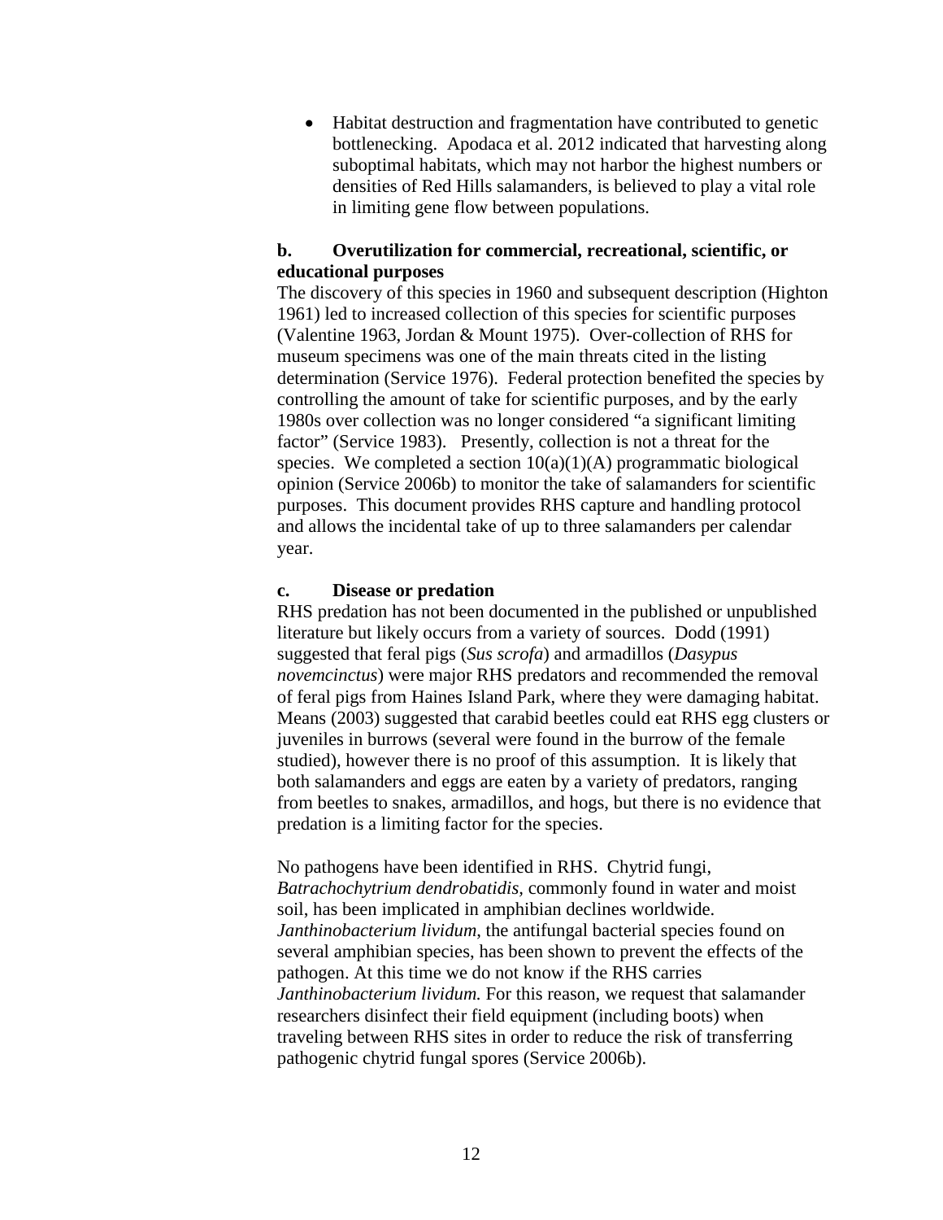- Habitat destruction and fragmentation have contributed to genetic bottlenecking. Apodaca et al. 2012 indicated that harvesting along suboptimal habitats, which may not harbor the highest numbers or densities of Red Hills salamanders, is believed to play a vital role in limiting gene flow between populations.

**b. Overutilization for commercial, recreational, scientific, or educational purposes**

The discovery of this species in 1960 and subsequent description (Highton 1961) led to increased collection of this species for scientific purposes (Valentine 1963, Jordan & Mount 1975). Over-collection of RHS for museum specimens was one of the main threats cited in the listing determination (Service 1976). Federal protection benefited the species by controlling the amount of take for scientific purposes, and by the early 1980s over collection was no longer considered "a significant limiting factor" (Service 1983). Presently, collection is not a threat for the species. We completed a section 10(a)(1)(A) programmatic biological opinion (Service 2006b) to monitor the take of salamanders for scientific purposes. This document provides RHS capture and handling protocol and allows the incidental take of up to three salamanders per calendar year.

**c. Disease or predation**

RHS predation has not been documented in the published or unpublished literature but likely occurs from a variety of sources. Dodd (1991) suggested that feral pigs (*Sus scrofa*) and armadillos (*Dasypus novemcinctus*) were major RHS predators and recommended the removal of feral pigs from Haines Island Park, where they were damaging habitat. Means (2003) suggested that carabid beetles could eat RHS egg clusters or juveniles in burrows (several were found in the burrow of the female studied), however there is no proof of this assumption. It is likely that both salamanders and eggs are eaten by a variety of predators, ranging from beetles to snakes, armadillos, and hogs, but there is no evidence that predation is a limiting factor for the species.

No pathogens have been identified in RHS. Chytrid fungi, *Batrachochytrium dendrobatidis*, commonly found in water and moist soil, has been implicated in amphibian declines worldwide. *Janthinobacterium lividum*, the antifungal bacterial species found on several amphibian species, has been shown to prevent the effects of the pathogen. At this time we do not know if the RHS carries *Janthinobacterium lividum.* For this reason, we request that salamander researchers disinfect their field equipment (including boots) when traveling between RHS sites in order to reduce the risk of transferring pathogenic chytrid fungal spores (Service 2006b).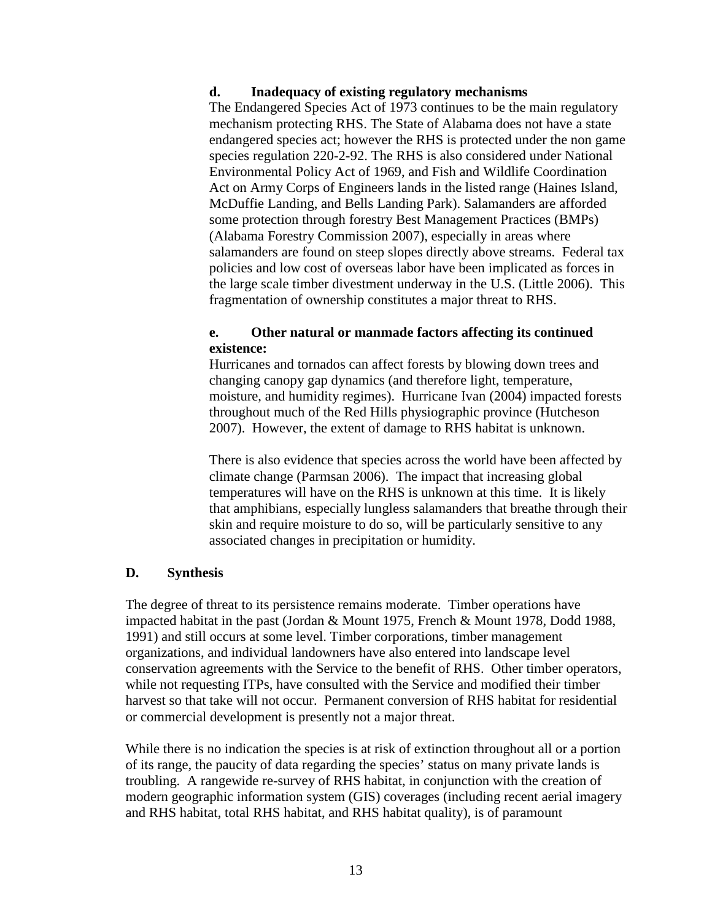**d. Inadequacy of existing regulatory mechanisms**

The Endangered Species Act of 1973 continues to be the main regulatory mechanism protecting RHS. The State of Alabama does not have a state endangered species act; however the RHS is protected under the non game species regulation 220-2-92. The RHS is also considered under National Environmental Policy Act of 1969, and Fish and Wildlife Coordination Act on Army Corps of Engineers lands in the listed range (Haines Island, McDuffie Landing, and Bells Landing Park). Salamanders are afforded some protection through forestry Best Management Practices (BMPs) (Alabama Forestry Commission 2007), especially in areas where salamanders are found on steep slopes directly above streams. Federal tax policies and low cost of overseas labor have been implicated as forces in the large scale timber divestment underway in the U.S. (Little 2006). This fragmentation of ownership constitutes a major threat to RHS.

**e. Other natural or manmade factors affecting its continued existence:**

Hurricanes and tornados can affect forests by blowing down trees and changing canopy gap dynamics (and therefore light, temperature, moisture, and humidity regimes). Hurricane Ivan (2004) impacted forests throughout much of the Red Hills physiographic province (Hutcheson 2007). However, the extent of damage to RHS habitat is unknown.

There is also evidence that species across the world have been affected by climate change (Parmsan 2006). The impact that increasing global temperatures will have on the RHS is unknown at this time. It is likely that amphibians, especially lungless salamanders that breathe through their skin and require moisture to do so, will be particularly sensitive to any associated changes in precipitation or humidity.

## D. Synthesis

The degree of threat to its persistence remains moderate. Timber operations have impacted habitat in the past (Jordan & Mount 1975, French & Mount 1978, Dodd 1988, 1991) and still occurs at some level. Timber corporations, timber management organizations, and individual landowners have also entered into landscape level conservation agreements with the Service to the benefit of RHS. Other timber operators, while not requesting ITPs, have consulted with the Service and modified their timber harvest so that take will not occur. Permanent conversion of RHS habitat for residential or commercial development is presently not a major threat.

While there is no indication the species is at risk of extinction throughout all or a portion of its range, the paucity of data regarding the species' status on many private lands is troubling. A rangewide re-survey of RHS habitat, in conjunction with the creation of modern geographic information system (GIS) coverages (including recent aerial imagery and RHS habitat, total RHS habitat, and RHS habitat quality), is of paramount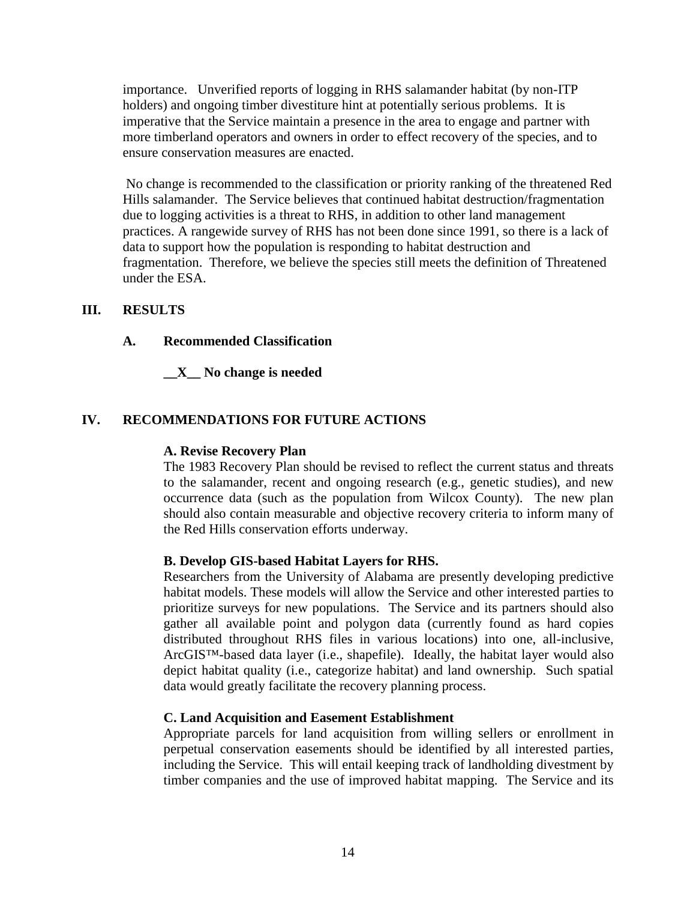importance. Unverified reports of logging in RHS salamander habitat (by non-ITP holders) and ongoing timber divestiture hint at potentially serious problems. It is imperative that the Service maintain a presence in the area to engage and partner with more timberland operators and owners in order to effect recovery of the species, and to ensure conservation measures are enacted.

No change is recommended to the classification or priority ranking of the threatened Red Hills salamander. The Service believes that continued habitat destruction/fragmentation due to logging activities is a threat to RHS, in addition to other land management practices. A rangewide survey of RHS has not been done since 1991, so there is a lack of data to support how the population is responding to habitat destruction and fragmentation. Therefore, we believe the species still meets the definition of Threatened under the ESA.

## III. RESULTS

### A. Recommended Classification

**\_\_X\_\_ No change is needed**

## IV. RECOMMENDATIONS FOR FUTURE ACTIONS

**A. Revise Recovery Plan**

The 1983 Recovery Plan should be revised to reflect the current status and threats to the salamander, recent and ongoing research (e.g., genetic studies), and new occurrence data (such as the population from Wilcox County). The new plan should also contain measurable and objective recovery criteria to inform many of the Red Hills conservation efforts underway.

**B. Develop GIS-based Habitat Layers for RHS.**

Researchers from the University of Alabama are presently developing predictive habitat models. These models will allow the Service and other interested parties to prioritize surveys for new populations. The Service and its partners should also gather all available point and polygon data (currently found as hard copies distributed throughout RHS files in various locations) into one, all-inclusive, ArcGIS™-based data layer (i.e., shapefile). Ideally, the habitat layer would also depict habitat quality (i.e., categorize habitat) and land ownership. Such spatial data would greatly facilitate the recovery planning process.

**C. Land Acquisition and Easement Establishment**

Appropriate parcels for land acquisition from willing sellers or enrollment in perpetual conservation easements should be identified by all interested parties, including the Service. This will entail keeping track of landholding divestment by timber companies and the use of improved habitat mapping. The Service and its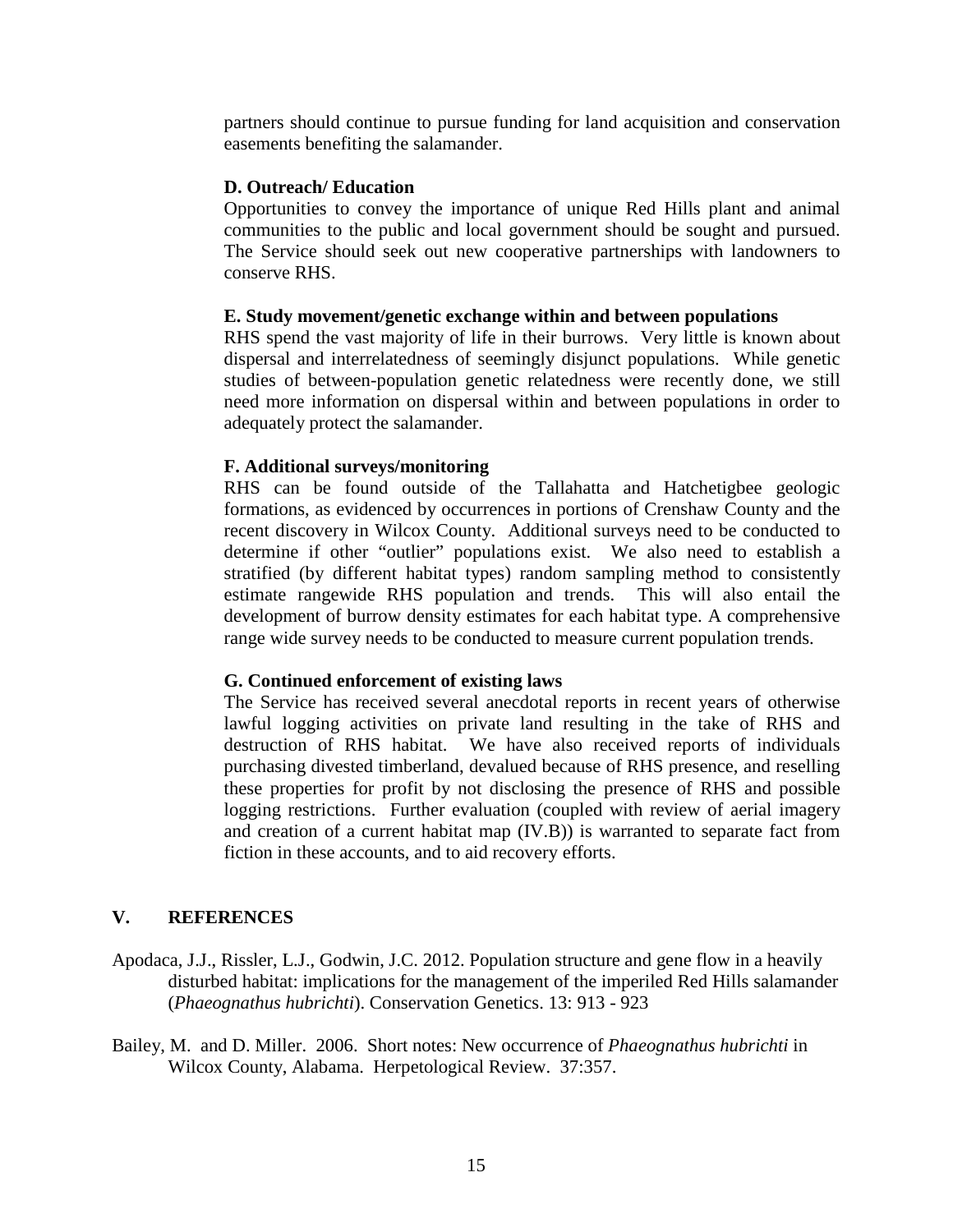partners should continue to pursue funding for land acquisition and conservation easements benefiting the salamander.

**D. Outreach/ Education**

Opportunities to convey the importance of unique Red Hills plant and animal communities to the public and local government should be sought and pursued. The Service should seek out new cooperative partnerships with landowners to conserve RHS.

**E. Study movement/genetic exchange within and between populations**

RHS spend the vast majority of life in their burrows. Very little is known about dispersal and interrelatedness of seemingly disjunct populations. While genetic studies of between-population genetic relatedness were recently done, we still need more information on dispersal within and between populations in order to adequately protect the salamander.

**F. Additional surveys/monitoring**

RHS can be found outside of the Tallahatta and Hatchetigbee geologic formations, as evidenced by occurrences in portions of Crenshaw County and the recent discovery in Wilcox County. Additional surveys need to be conducted to determine if other "outlier" populations exist. We also need to establish a stratified (by different habitat types) random sampling method to consistently estimate rangewide RHS population and trends. This will also entail the development of burrow density estimates for each habitat type. A comprehensive range wide survey needs to be conducted to measure current population trends.

**G. Continued enforcement of existing laws**

The Service has received several anecdotal reports in recent years of otherwise lawful logging activities on private land resulting in the take of RHS and destruction of RHS habitat. We have also received reports of individuals purchasing divested timberland, devalued because of RHS presence, and reselling these properties for profit by not disclosing the presence of RHS and possible logging restrictions. Further evaluation (coupled with review of aerial imagery and creation of a current habitat map (IV.B)) is warranted to separate fact from fiction in these accounts, and to aid recovery efforts.

## V. REFERENCES

Apodaca, J.J., Rissler, L.J., Godwin, J.C. 2012. Population structure and gene flow in a heavily disturbed habitat: implications for the management of the imperiled Red Hills salamander (*Phaeognathus hubrichti*). Conservation Genetics. 13: 913 - 923

Bailey, M. and D. Miller. 2006. Short notes: New occurrence of *Phaeognathus hubrichti* in Wilcox County, Alabama. Herpetological Review. 37:357.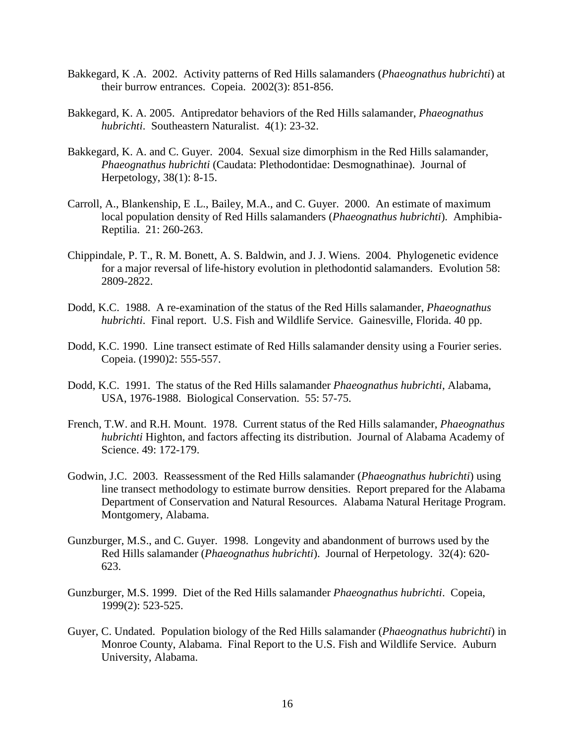Bakkegard, K .A. 2002. Activity patterns of Red Hills salamanders (*Phaeognathus hubrichti*) at their burrow entrances. Copeia. 2002(3): 851-856.

Bakkegard, K. A. 2005. Antipredator behaviors of the Red Hills salamander, *Phaeognathus hubrichti*. Southeastern Naturalist. 4(1): 23-32.

Bakkegard, K. A. and C. Guyer. 2004. Sexual size dimorphism in the Red Hills salamander, *Phaeognathus hubrichti* (Caudata: Plethodontidae: Desmognathinae). Journal of Herpetology, 38(1): 8-15.

Carroll, A., Blankenship, E .L., Bailey, M.A., and C. Guyer. 2000. An estimate of maximum local population density of Red Hills salamanders (*Phaeognathus hubrichti*). Amphibia-Reptilia. 21: 260-263.

Chippindale, P. T., R. M. Bonett, A. S. Baldwin, and J. J. Wiens. 2004. Phylogenetic evidence for a major reversal of life-history evolution in plethodontid salamanders. Evolution 58: 2809-2822.

Dodd, K.C. 1988. A re-examination of the status of the Red Hills salamander, *Phaeognathus hubrichti*. Final report. U.S. Fish and Wildlife Service. Gainesville, Florida. 40 pp.

Dodd, K.C. 1990. Line transect estimate of Red Hills salamander density using a Fourier series. Copeia. (1990)2: 555-557.

Dodd, K.C. 1991. The status of the Red Hills salamander *Phaeognathus hubrichti*, Alabama, USA, 1976-1988. Biological Conservation. 55: 57-75.

French, T.W. and R.H. Mount. 1978. Current status of the Red Hills salamander, *Phaeognathus hubrichti* Highton, and factors affecting its distribution. Journal of Alabama Academy of Science. 49: 172-179.

Godwin, J.C. 2003. Reassessment of the Red Hills salamander (*Phaeognathus hubrichti*) using line transect methodology to estimate burrow densities. Report prepared for the Alabama Department of Conservation and Natural Resources. Alabama Natural Heritage Program. Montgomery, Alabama.

Gunzburger, M.S., and C. Guyer. 1998. Longevity and abandonment of burrows used by the Red Hills salamander (*Phaeognathus hubrichti*). Journal of Herpetology. 32(4): 620-623.

Gunzburger, M.S. 1999. Diet of the Red Hills salamander *Phaeognathus hubrichti*. Copeia, 1999(2): 523-525.

Guyer, C. Undated. Population biology of the Red Hills salamander (*Phaeognathus hubrichti*) in Monroe County, Alabama. Final Report to the U.S. Fish and Wildlife Service. Auburn University, Alabama.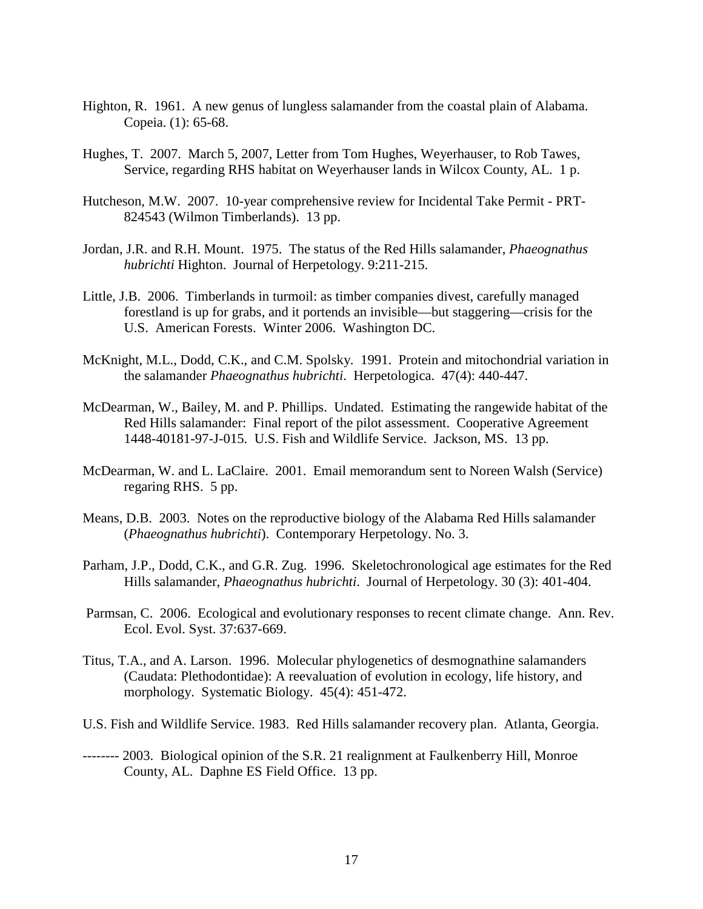Highton, R. 1961. A new genus of lungless salamander from the coastal plain of Alabama. Copeia. (1): 65-68.

Hughes, T. 2007. March 5, 2007, Letter from Tom Hughes, Weyerhauser, to Rob Tawes, Service, regarding RHS habitat on Weyerhauser lands in Wilcox County, AL. 1 p.

Hutcheson, M.W. 2007. 10-year comprehensive review for Incidental Take Permit - PRT-824543 (Wilmon Timberlands). 13 pp.

Jordan, J.R. and R.H. Mount. 1975. The status of the Red Hills salamander, *Phaeognathus hubrichti* Highton. Journal of Herpetology. 9:211-215.

Little, J.B. 2006. Timberlands in turmoil: as timber companies divest, carefully managed forestland is up for grabs, and it portends an invisible—but staggering—crisis for the U.S. American Forests. Winter 2006. Washington DC.

McKnight, M.L., Dodd, C.K., and C.M. Spolsky. 1991. Protein and mitochondrial variation in the salamander *Phaeognathus hubrichti*. Herpetologica. 47(4): 440-447.

McDearman, W., Bailey, M. and P. Phillips. Undated. Estimating the rangewide habitat of the Red Hills salamander: Final report of the pilot assessment. Cooperative Agreement 1448-40181-97-J-015. U.S. Fish and Wildlife Service. Jackson, MS. 13 pp.

McDearman, W. and L. LaClaire. 2001. Email memorandum sent to Noreen Walsh (Service) regaring RHS. 5 pp.

Means, D.B. 2003. Notes on the reproductive biology of the Alabama Red Hills salamander (*Phaeognathus hubrichti*). Contemporary Herpetology. No. 3.

Parham, J.P., Dodd, C.K., and G.R. Zug. 1996. Skeletochronological age estimates for the Red Hills salamander, *Phaeognathus hubrichti*. Journal of Herpetology. 30 (3): 401-404.

Parmsan, C. 2006. Ecological and evolutionary responses to recent climate change. Ann. Rev. Ecol. Evol. Syst. 37:637-669.

Titus, T.A., and A. Larson. 1996. Molecular phylogenetics of desmognathine salamanders (Caudata: Plethodontidae): A reevaluation of evolution in ecology, life history, and morphology. Systematic Biology. 45(4): 451-472.

U.S. Fish and Wildlife Service. 1983. Red Hills salamander recovery plan. Atlanta, Georgia.

-------- 2003. Biological opinion of the S.R. 21 realignment at Faulkenberry Hill, Monroe County, AL. Daphne ES Field Office. 13 pp.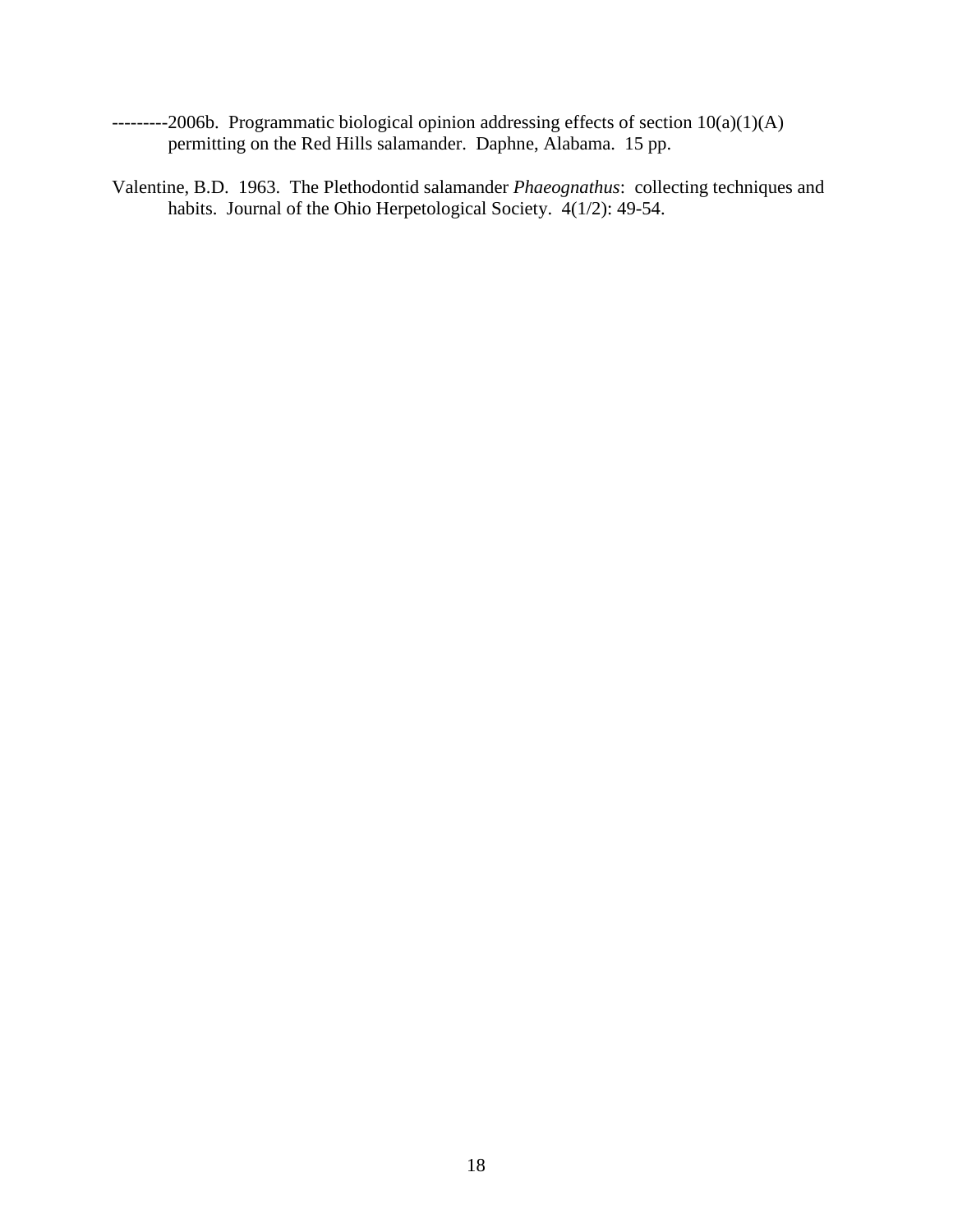---------2006b. Programmatic biological opinion addressing effects of section 10(a)(1)(A) permitting on the Red Hills salamander. Daphne, Alabama. 15 pp.

Valentine, B.D. 1963. The Plethodontid salamander *Phaeognathus*: collecting techniques and habits. Journal of the Ohio Herpetological Society. 4(1/2): 49-54.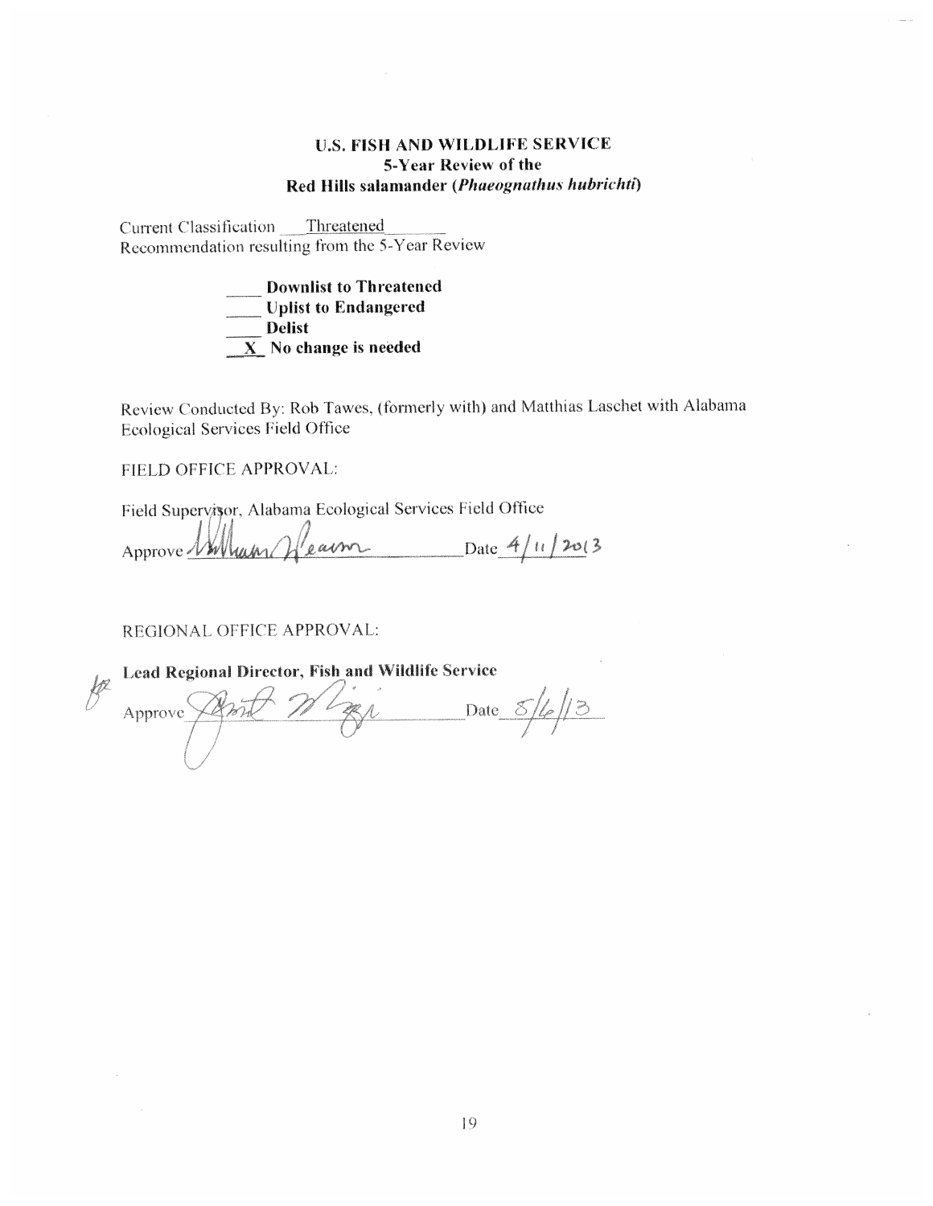**U.S. FISH AND WILDLIFE SERVICE**
**5-Year Review of the**
**Red Hills salamander (*Phaeognathus hubrichti*)**

Current Classification \_\_Threatened\_\_
Recommendation resulting from the 5-Year Review

\_\_\_\_ **Downlist to Threatened**
\_\_\_\_ **Uplist to Endangered**
\_\_\_\_ **Delist**
\_\_X\_ **No change is needed**

Review Conducted By: Rob Tawes, (formerly with) and Matthias Laschet with Alabama Ecological Services Field Office

FIELD OFFICE APPROVAL:

Field Supervisor, Alabama Ecological Services Field Office

Approve William Pearson Date 4/11/2013

REGIONAL OFFICE APPROVAL:

**Lead Regional Director, Fish and Wildlife Service**

Approve \_\_\_\_\_\_\_\_\_\_\_\_ Date 5/6/13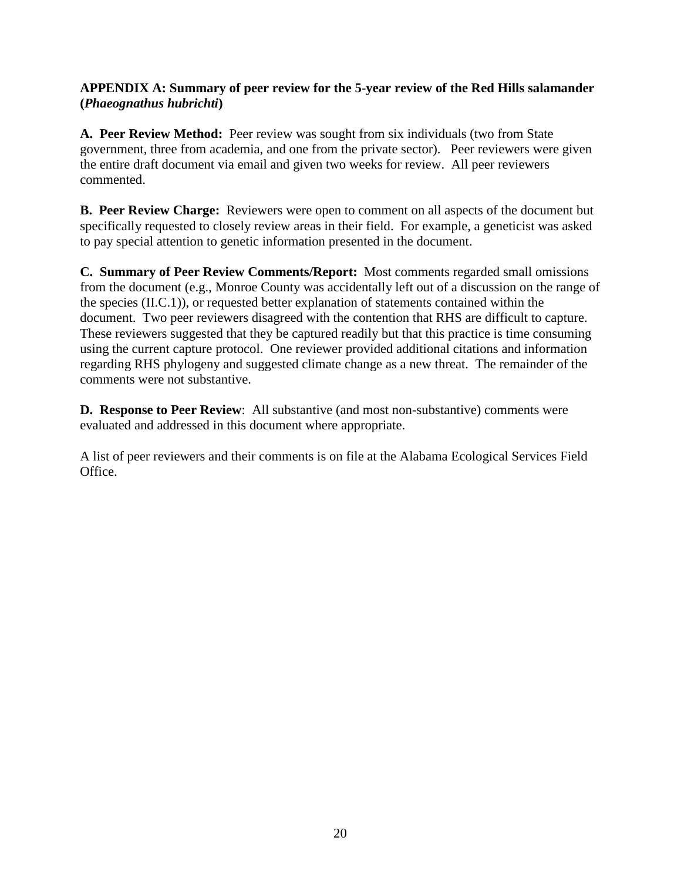## APPENDIX A: Summary of peer review for the 5-year review of the Red Hills salamander (*Phaeognathus hubrichti*)

**A. Peer Review Method:** Peer review was sought from six individuals (two from State government, three from academia, and one from the private sector). Peer reviewers were given the entire draft document via email and given two weeks for review. All peer reviewers commented.

**B. Peer Review Charge:** Reviewers were open to comment on all aspects of the document but specifically requested to closely review areas in their field. For example, a geneticist was asked to pay special attention to genetic information presented in the document.

**C. Summary of Peer Review Comments/Report:** Most comments regarded small omissions from the document (e.g., Monroe County was accidentally left out of a discussion on the range of the species (II.C.1)), or requested better explanation of statements contained within the document. Two peer reviewers disagreed with the contention that RHS are difficult to capture. These reviewers suggested that they be captured readily but that this practice is time consuming using the current capture protocol. One reviewer provided additional citations and information regarding RHS phylogeny and suggested climate change as a new threat. The remainder of the comments were not substantive.

**D. Response to Peer Review**: All substantive (and most non-substantive) comments were evaluated and addressed in this document where appropriate.

A list of peer reviewers and their comments is on file at the Alabama Ecological Services Field Office.